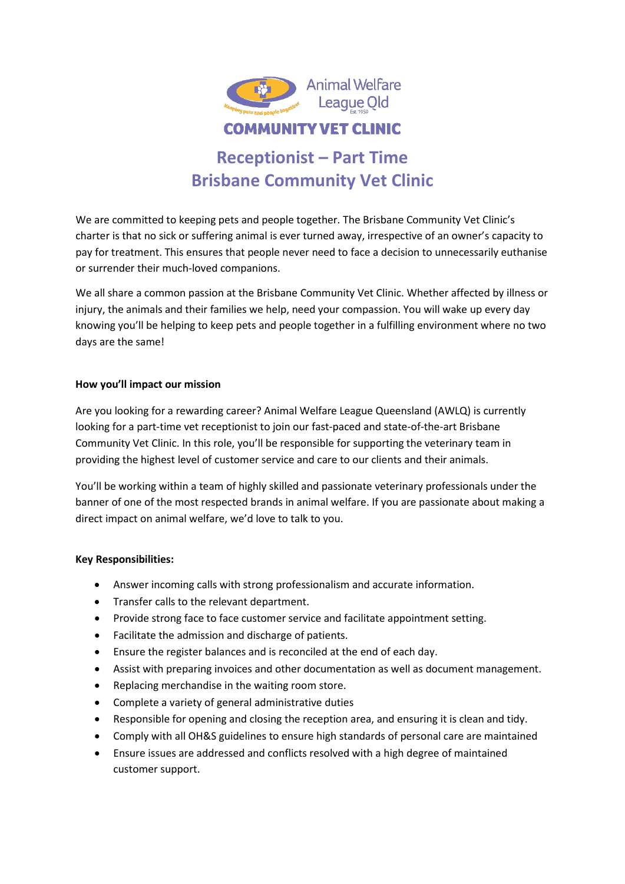Animal Welfare League Qld

COMMUNITY VET CLINIC

# Receptionist – Part Time
# Brisbane Community Vet Clinic

We are committed to keeping pets and people together. The Brisbane Community Vet Clinic's charter is that no sick or suffering animal is ever turned away, irrespective of an owner's capacity to pay for treatment. This ensures that people never need to face a decision to unnecessarily euthanise or surrender their much-loved companions.

We all share a common passion at the Brisbane Community Vet Clinic. Whether affected by illness or injury, the animals and their families we help, need your compassion. You will wake up every day knowing you'll be helping to keep pets and people together in a fulfilling environment where no two days are the same!

**How you'll impact our mission**

Are you looking for a rewarding career? Animal Welfare League Queensland (AWLQ) is currently looking for a part-time vet receptionist to join our fast-paced and state-of-the-art Brisbane Community Vet Clinic. In this role, you'll be responsible for supporting the veterinary team in providing the highest level of customer service and care to our clients and their animals.

You'll be working within a team of highly skilled and passionate veterinary professionals under the banner of one of the most respected brands in animal welfare. If you are passionate about making a direct impact on animal welfare, we'd love to talk to you.

**Key Responsibilities:**

- Answer incoming calls with strong professionalism and accurate information.
- Transfer calls to the relevant department.
- Provide strong face to face customer service and facilitate appointment setting.
- Facilitate the admission and discharge of patients.
- Ensure the register balances and is reconciled at the end of each day.
- Assist with preparing invoices and other documentation as well as document management.
- Replacing merchandise in the waiting room store.
- Complete a variety of general administrative duties
- Responsible for opening and closing the reception area, and ensuring it is clean and tidy.
- Comply with all OH&S guidelines to ensure high standards of personal care are maintained
- Ensure issues are addressed and conflicts resolved with a high degree of maintained customer support.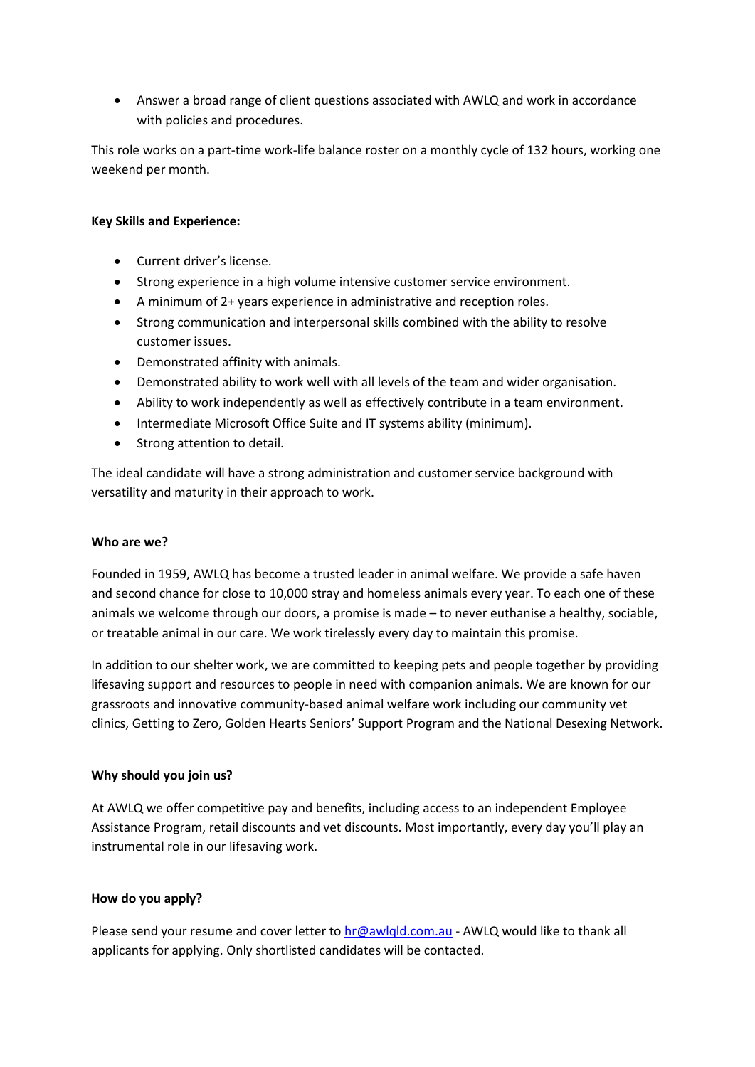- Answer a broad range of client questions associated with AWLQ and work in accordance with policies and procedures.

This role works on a part-time work-life balance roster on a monthly cycle of 132 hours, working one weekend per month.

**Key Skills and Experience:**

- Current driver's license.
- Strong experience in a high volume intensive customer service environment.
- A minimum of 2+ years experience in administrative and reception roles.
- Strong communication and interpersonal skills combined with the ability to resolve customer issues.
- Demonstrated affinity with animals.
- Demonstrated ability to work well with all levels of the team and wider organisation.
- Ability to work independently as well as effectively contribute in a team environment.
- Intermediate Microsoft Office Suite and IT systems ability (minimum).
- Strong attention to detail.

The ideal candidate will have a strong administration and customer service background with versatility and maturity in their approach to work.

**Who are we?**

Founded in 1959, AWLQ has become a trusted leader in animal welfare. We provide a safe haven and second chance for close to 10,000 stray and homeless animals every year. To each one of these animals we welcome through our doors, a promise is made – to never euthanise a healthy, sociable, or treatable animal in our care. We work tirelessly every day to maintain this promise.

In addition to our shelter work, we are committed to keeping pets and people together by providing lifesaving support and resources to people in need with companion animals. We are known for our grassroots and innovative community-based animal welfare work including our community vet clinics, Getting to Zero, Golden Hearts Seniors' Support Program and the National Desexing Network.

**Why should you join us?**

At AWLQ we offer competitive pay and benefits, including access to an independent Employee Assistance Program, retail discounts and vet discounts. Most importantly, every day you'll play an instrumental role in our lifesaving work.

**How do you apply?**

Please send your resume and cover letter to hr@awlqld.com.au - AWLQ would like to thank all applicants for applying. Only shortlisted candidates will be contacted.